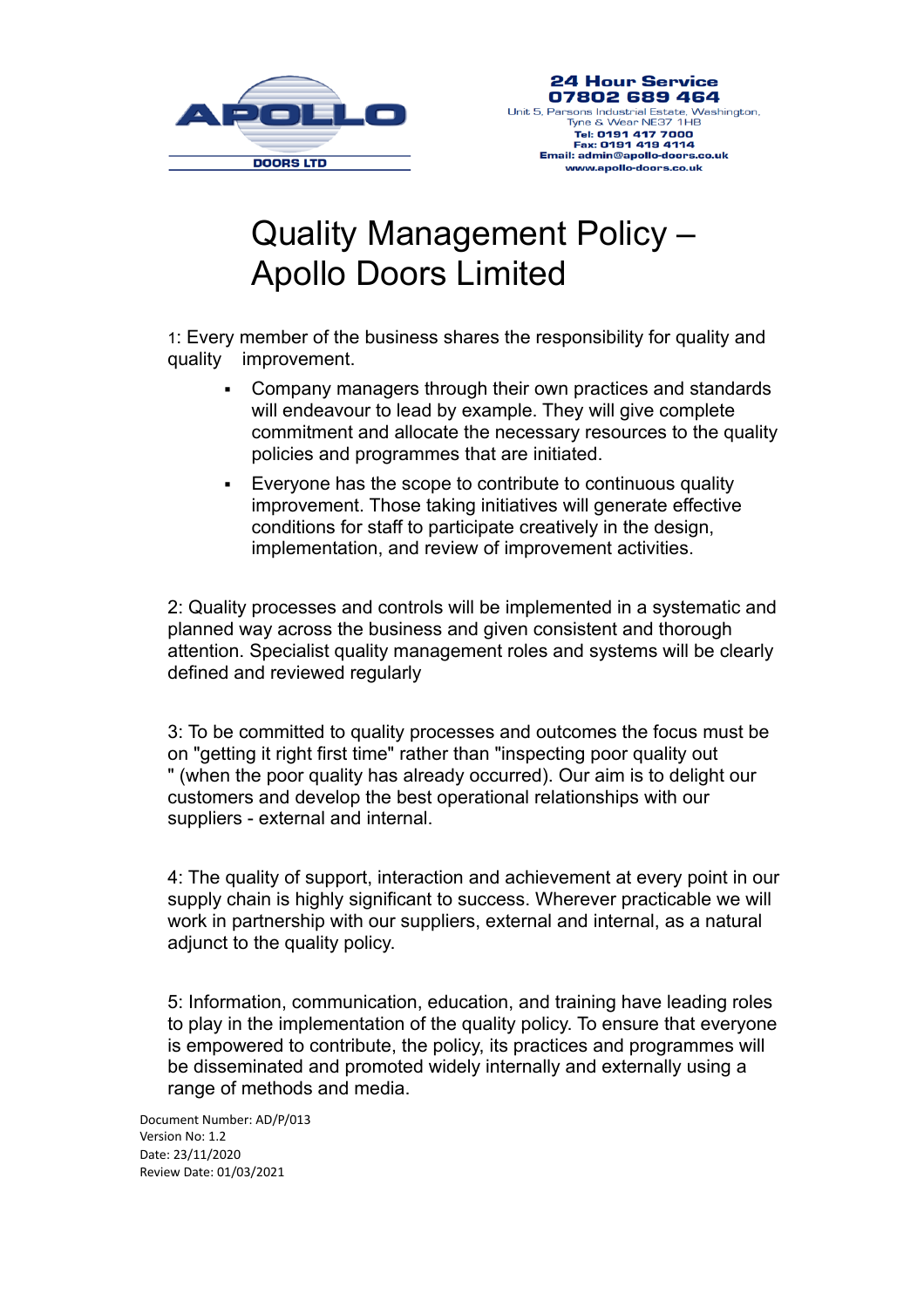APOLLO DOORS LTD

**24 Hour Service**
**07802 689 464**
Unit 5, Parsons Industrial Estate, Washington,
Tyne & Wear NE37 1HB
**Tel: 0191 417 7000**
**Fax: 0191 419 4114**
**Email: admin@apollo-doors.co.uk**
**www.apollo-doors.co.uk**

# Quality Management Policy – Apollo Doors Limited

1: Every member of the business shares the responsibility for quality and quality improvement.

- Company managers through their own practices and standards will endeavour to lead by example. They will give complete commitment and allocate the necessary resources to the quality policies and programmes that are initiated.
- Everyone has the scope to contribute to continuous quality improvement. Those taking initiatives will generate effective conditions for staff to participate creatively in the design, implementation, and review of improvement activities.

2: Quality processes and controls will be implemented in a systematic and planned way across the business and given consistent and thorough attention. Specialist quality management roles and systems will be clearly defined and reviewed regularly

3: To be committed to quality processes and outcomes the focus must be on "getting it right first time" rather than "inspecting poor quality out " (when the poor quality has already occurred). Our aim is to delight our customers and develop the best operational relationships with our suppliers - external and internal.

4: The quality of support, interaction and achievement at every point in our supply chain is highly significant to success. Wherever practicable we will work in partnership with our suppliers, external and internal, as a natural adjunct to the quality policy.

5: Information, communication, education, and training have leading roles to play in the implementation of the quality policy. To ensure that everyone is empowered to contribute, the policy, its practices and programmes will be disseminated and promoted widely internally and externally using a range of methods and media.

Document Number: AD/P/013
Version No: 1.2
Date: 23/11/2020
Review Date: 01/03/2021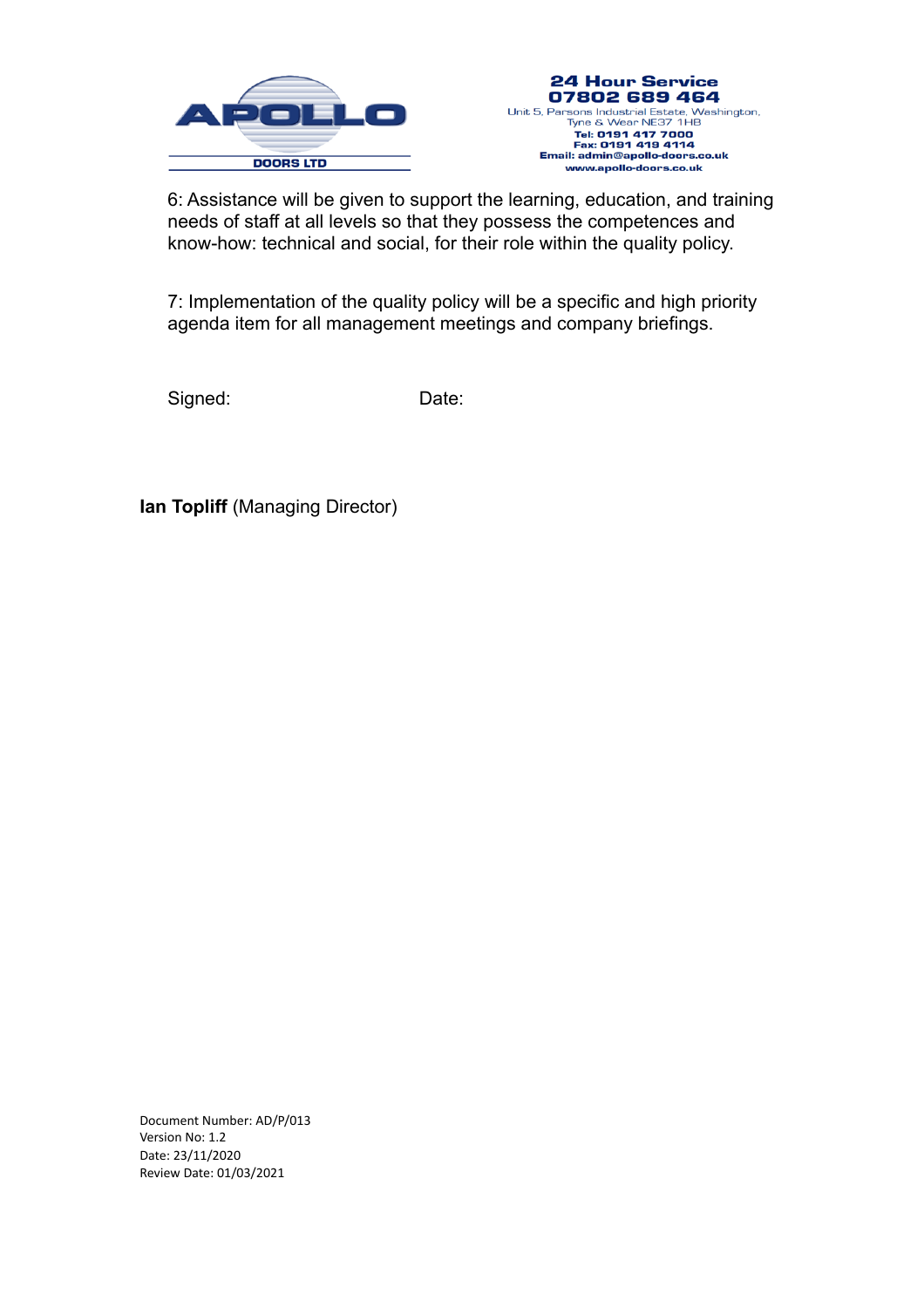6: Assistance will be given to support the learning, education, and training needs of staff at all levels so that they possess the competences and know-how: technical and social, for their role within the quality policy.

7: Implementation of the quality policy will be a specific and high priority agenda item for all management meetings and company briefings.

Signed: Date:

**Ian Topliff** (Managing Director)

Document Number: AD/P/013
Version No: 1.2
Date: 23/11/2020
Review Date: 01/03/2021